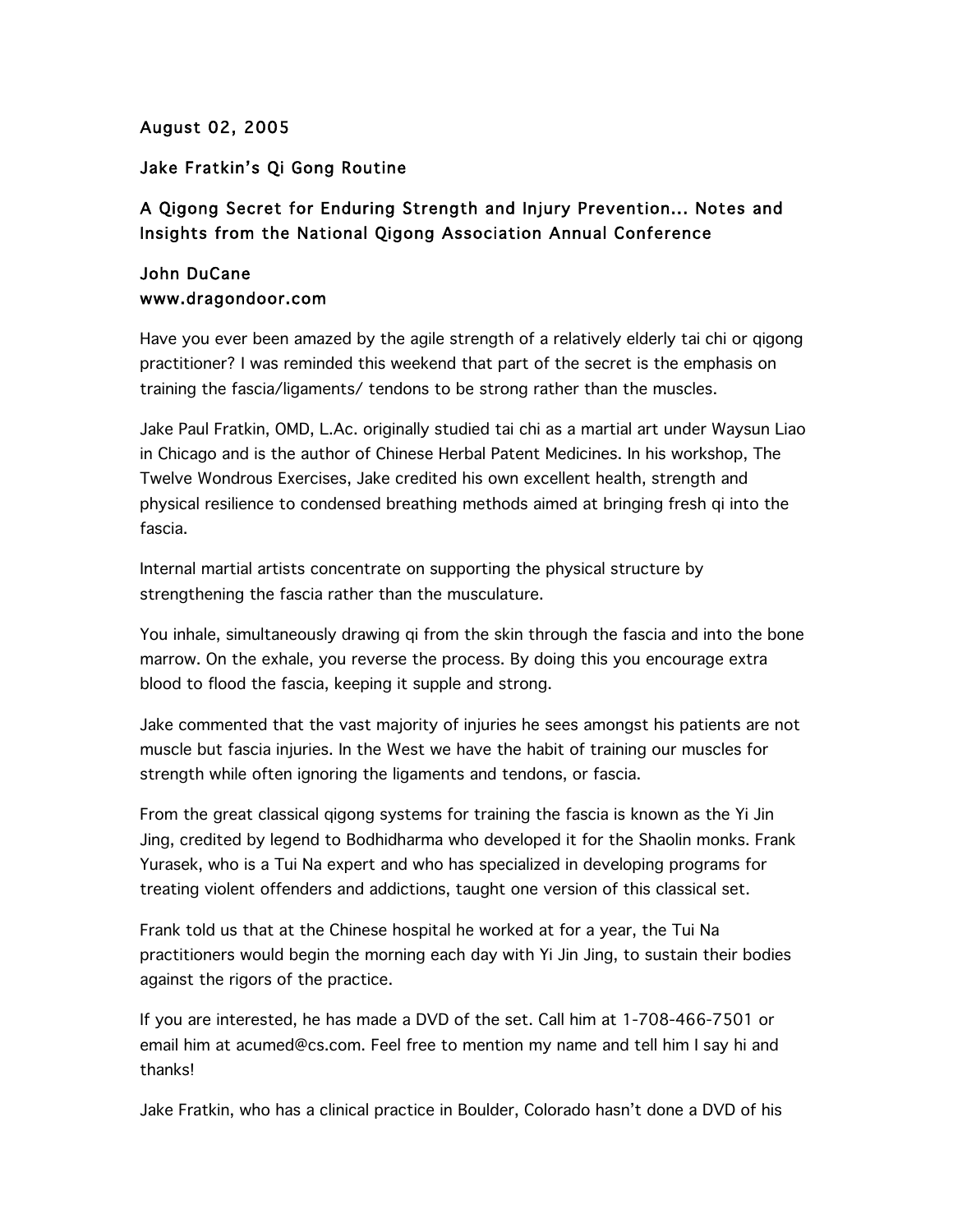August 02, 2005

## Jake Fratkin's Qi Gong Routine

## A Qigong Secret for Enduring Strength and Injury Prevention... Notes and Insights from the National Qigong Association Annual Conference

John DuCane
www.dragondoor.com

Have you ever been amazed by the agile strength of a relatively elderly tai chi or qigong practitioner? I was reminded this weekend that part of the secret is the emphasis on training the fascia/ligaments/ tendons to be strong rather than the muscles.

Jake Paul Fratkin, OMD, L.Ac. originally studied tai chi as a martial art under Waysun Liao in Chicago and is the author of Chinese Herbal Patent Medicines. In his workshop, The Twelve Wondrous Exercises, Jake credited his own excellent health, strength and physical resilience to condensed breathing methods aimed at bringing fresh qi into the fascia.

Internal martial artists concentrate on supporting the physical structure by strengthening the fascia rather than the musculature.

You inhale, simultaneously drawing qi from the skin through the fascia and into the bone marrow. On the exhale, you reverse the process. By doing this you encourage extra blood to flood the fascia, keeping it supple and strong.

Jake commented that the vast majority of injuries he sees amongst his patients are not muscle but fascia injuries. In the West we have the habit of training our muscles for strength while often ignoring the ligaments and tendons, or fascia.

From the great classical qigong systems for training the fascia is known as the Yi Jin Jing, credited by legend to Bodhidharma who developed it for the Shaolin monks. Frank Yurasek, who is a Tui Na expert and who has specialized in developing programs for treating violent offenders and addictions, taught one version of this classical set.

Frank told us that at the Chinese hospital he worked at for a year, the Tui Na practitioners would begin the morning each day with Yi Jin Jing, to sustain their bodies against the rigors of the practice.

If you are interested, he has made a DVD of the set. Call him at 1-708-466-7501 or email him at acumed@cs.com. Feel free to mention my name and tell him I say hi and thanks!

Jake Fratkin, who has a clinical practice in Boulder, Colorado hasn't done a DVD of his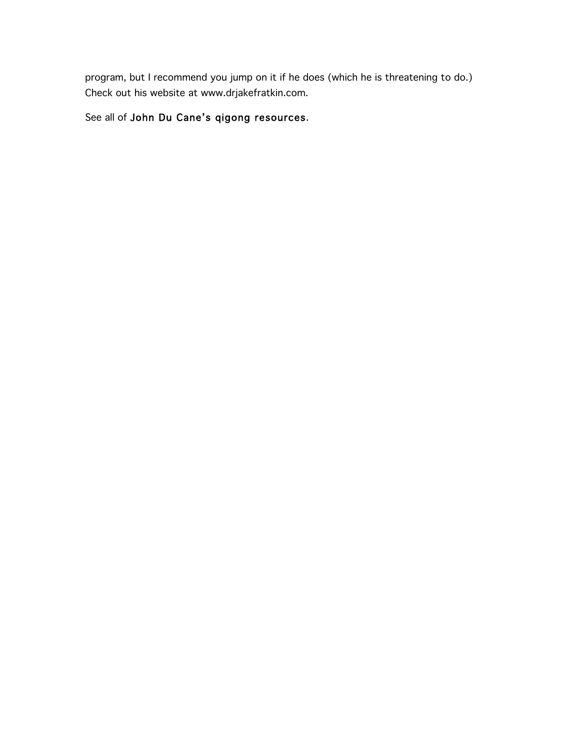program, but I recommend you jump on it if he does (which he is threatening to do.) Check out his website at www.drjakefratkin.com.

See all of **John Du Cane's qigong resources**.